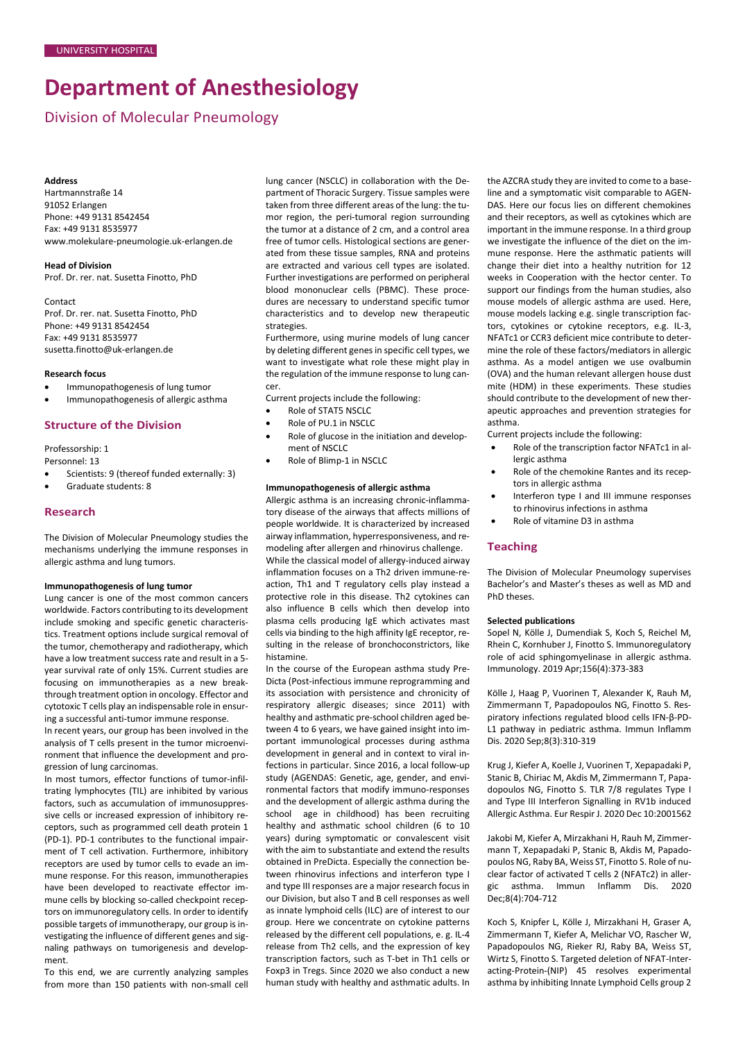UNIVERSITY HOSPITAL

# Department of Anesthesiology

## Division of Molecular Pneumology

**Address**
Hartmannstraße 14
91052 Erlangen
Phone: +49 9131 8542454
Fax: +49 9131 8535977
www.molekulare-pneumologie.uk-erlangen.de

**Head of Division**
Prof. Dr. rer. nat. Susetta Finotto, PhD

Contact
Prof. Dr. rer. nat. Susetta Finotto, PhD
Phone: +49 9131 8542454
Fax: +49 9131 8535977
susetta.finotto@uk-erlangen.de

**Research focus**

- Immunopathogenesis of lung tumor
- Immunopathogenesis of allergic asthma

### Structure of the Division

Professorship: 1
Personnel: 13

- Scientists: 9 (thereof funded externally: 3)
- Graduate students: 8

### Research

The Division of Molecular Pneumology studies the mechanisms underlying the immune responses in allergic asthma and lung tumors.

**Immunopathogenesis of lung tumor**

Lung cancer is one of the most common cancers worldwide. Factors contributing to its development include smoking and specific genetic characteristics. Treatment options include surgical removal of the tumor, chemotherapy and radiotherapy, which have a low treatment success rate and result in a 5-year survival rate of only 15%. Current studies are focusing on immunotherapies as a new breakthrough treatment option in oncology. Effector and cytotoxic T cells play an indispensable role in ensuring a successful anti-tumor immune response.

In recent years, our group has been involved in the analysis of T cells present in the tumor microenvironment that influence the development and progression of lung carcinomas.

In most tumors, effector functions of tumor-infiltrating lymphocytes (TIL) are inhibited by various factors, such as accumulation of immunosuppressive cells or increased expression of inhibitory receptors, such as programmed cell death protein 1 (PD-1). PD-1 contributes to the functional impairment of T cell activation. Furthermore, inhibitory receptors are used by tumor cells to evade an immune response. For this reason, immunotherapies have been developed to reactivate effector immune cells by blocking so-called checkpoint receptors on immunoregulatory cells. In order to identify possible targets of immunotherapy, our group is investigating the influence of different genes and signaling pathways on tumorigenesis and development.

To this end, we are currently analyzing samples from more than 150 patients with non-small cell lung cancer (NSCLC) in collaboration with the Department of Thoracic Surgery. Tissue samples were taken from three different areas of the lung: the tumor region, the peri-tumoral region surrounding the tumor at a distance of 2 cm, and a control area free of tumor cells. Histological sections are generated from these tissue samples, RNA and proteins are extracted and various cell types are isolated. Further investigations are performed on peripheral blood mononuclear cells (PBMC). These procedures are necessary to understand specific tumor characteristics and to develop new therapeutic strategies.

Furthermore, using murine models of lung cancer by deleting different genes in specific cell types, we want to investigate what role these might play in the regulation of the immune response to lung cancer.

Current projects include the following:

- Role of STAT5 NSCLC
- Role of PU.1 in NSCLC
- Role of glucose in the initiation and development of NSCLC
- Role of Blimp-1 in NSCLC

**Immunopathogenesis of allergic asthma**

Allergic asthma is an increasing chronic-inflammatory disease of the airways that affects millions of people worldwide. It is characterized by increased airway inflammation, hyperresponsiveness, and remodeling after allergen and rhinovirus challenge.

While the classical model of allergy-induced airway inflammation focuses on a Th2 driven immune-reaction, Th1 and T regulatory cells play instead a protective role in this disease. Th2 cytokines can also influence B cells which then develop into plasma cells producing IgE which activates mast cells via binding to the high affinity IgE receptor, resulting in the release of bronchoconstrictors, like histamine.

In the course of the European asthma study PreDicta (Post-infectious immune reprogramming and its association with persistence and chronicity of respiratory allergic diseases; since 2011) with healthy and asthmatic pre-school children aged between 4 to 6 years, we have gained insight into important immunological processes during asthma development in general and in context to viral infections in particular. Since 2016, a local follow-up study (AGENDAS: Genetic, age, gender, and environmental factors that modify immuno-responses and the development of allergic asthma during the school age in childhood) has been recruiting healthy and asthmatic school children (6 to 10 years) during symptomatic or convalescent visit with the aim to substantiate and extend the results obtained in PreDicta. Especially the connection between rhinovirus infections and interferon type I and type III responses are a major research focus in our Division, but also T and B cell responses as well as innate lymphoid cells (ILC) are of interest to our group. Here we concentrate on cytokine patterns released by the different cell populations, e. g. IL-4 release from Th2 cells, and the expression of key transcription factors, such as T-bet in Th1 cells or Foxp3 in Tregs. Since 2020 we also conduct a new human study with healthy and asthmatic adults. In the AZCRA study they are invited to come to a baseline and a symptomatic visit comparable to AGENDAS. Here our focus lies on different chemokines and their receptors, as well as cytokines which are important in the immune response. In a third group we investigate the influence of the diet on the immune response. Here the asthmatic patients will change their diet into a healthy nutrition for 12 weeks in Cooperation with the hector center. To support our findings from the human studies, also mouse models of allergic asthma are used. Here, mouse models lacking e.g. single transcription factors, cytokines or cytokine receptors, e.g. IL-3, NFATc1 or CCR3 deficient mice contribute to determine the role of these factors/mediators in allergic asthma. As a model antigen we use ovalbumin (OVA) and the human relevant allergen house dust mite (HDM) in these experiments. These studies should contribute to the development of new therapeutic approaches and prevention strategies for asthma.

Current projects include the following:

- Role of the transcription factor NFATc1 in allergic asthma
- Role of the chemokine Rantes and its receptors in allergic asthma
- Interferon type I and III immune responses to rhinovirus infections in asthma
- Role of vitamine D3 in asthma

### Teaching

The Division of Molecular Pneumology supervises Bachelor's and Master's theses as well as MD and PhD theses.

**Selected publications**

Sopel N, Kölle J, Dumendiak S, Koch S, Reichel M, Rhein C, Kornhuber J, Finotto S. Immunoregulatory role of acid sphingomyelinase in allergic asthma. Immunology. 2019 Apr;156(4):373-383

Kölle J, Haag P, Vuorinen T, Alexander K, Rauh M, Zimmermann T, Papadopoulos NG, Finotto S. Respiratory infections regulated blood cells IFN-β-PD-L1 pathway in pediatric asthma. Immun Inflamm Dis. 2020 Sep;8(3):310-319

Krug J, Kiefer A, Koelle J, Vuorinen T, Xepapadaki P, Stanic B, Chiriac M, Akdis M, Zimmermann T, Papadopoulos NG, Finotto S. TLR 7/8 regulates Type I and Type III Interferon Signalling in RV1b induced Allergic Asthma. Eur Respir J. 2020 Dec 10:2001562

Jakobi M, Kiefer A, Mirzakhani H, Rauh M, Zimmermann T, Xepapadaki P, Stanic B, Akdis M, Papadopoulos NG, Raby BA, Weiss ST, Finotto S. Role of nuclear factor of activated T cells 2 (NFATc2) in allergic asthma. Immun Inflamm Dis. 2020 Dec;8(4):704-712

Koch S, Knipfer L, Kölle J, Mirzakhani H, Graser A, Zimmermann T, Kiefer A, Melichar VO, Rascher W, Papadopoulos NG, Rieker RJ, Raby BA, Weiss ST, Wirtz S, Finotto S. Targeted deletion of NFAT-Interacting-Protein-(NIP) 45 resolves experimental asthma by inhibiting Innate Lymphoid Cells group 2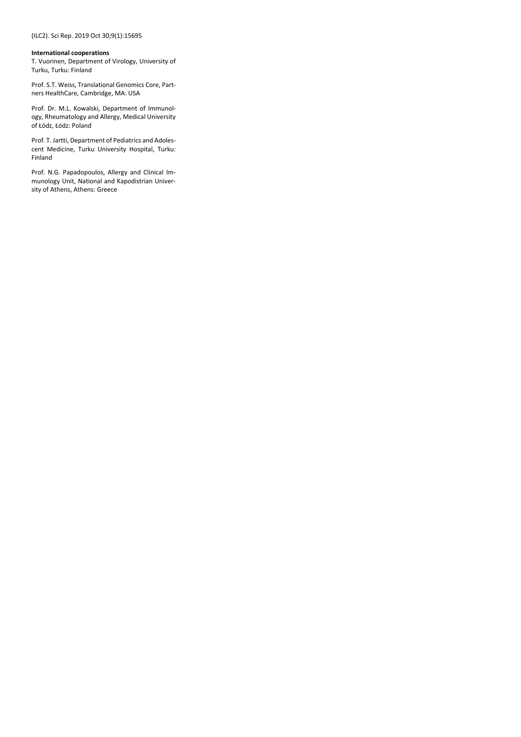(ILC2). Sci Rep. 2019 Oct 30;9(1):15695

**International cooperations**

T. Vuorinen, Department of Virology, University of Turku, Turku: Finland

Prof. S.T. Weiss, Translational Genomics Core, Partners HealthCare, Cambridge, MA: USA

Prof. Dr. M.L. Kowalski, Department of Immunology, Rheumatology and Allergy, Medical University of Łódz, Łódz: Poland

Prof. T. Jartti, Department of Pediatrics and Adolescent Medicine, Turku University Hospital, Turku: Finland

Prof. N.G. Papadopoulos, Allergy and Clinical Immunology Unit, National and Kapodistrian University of Athens, Athens: Greece